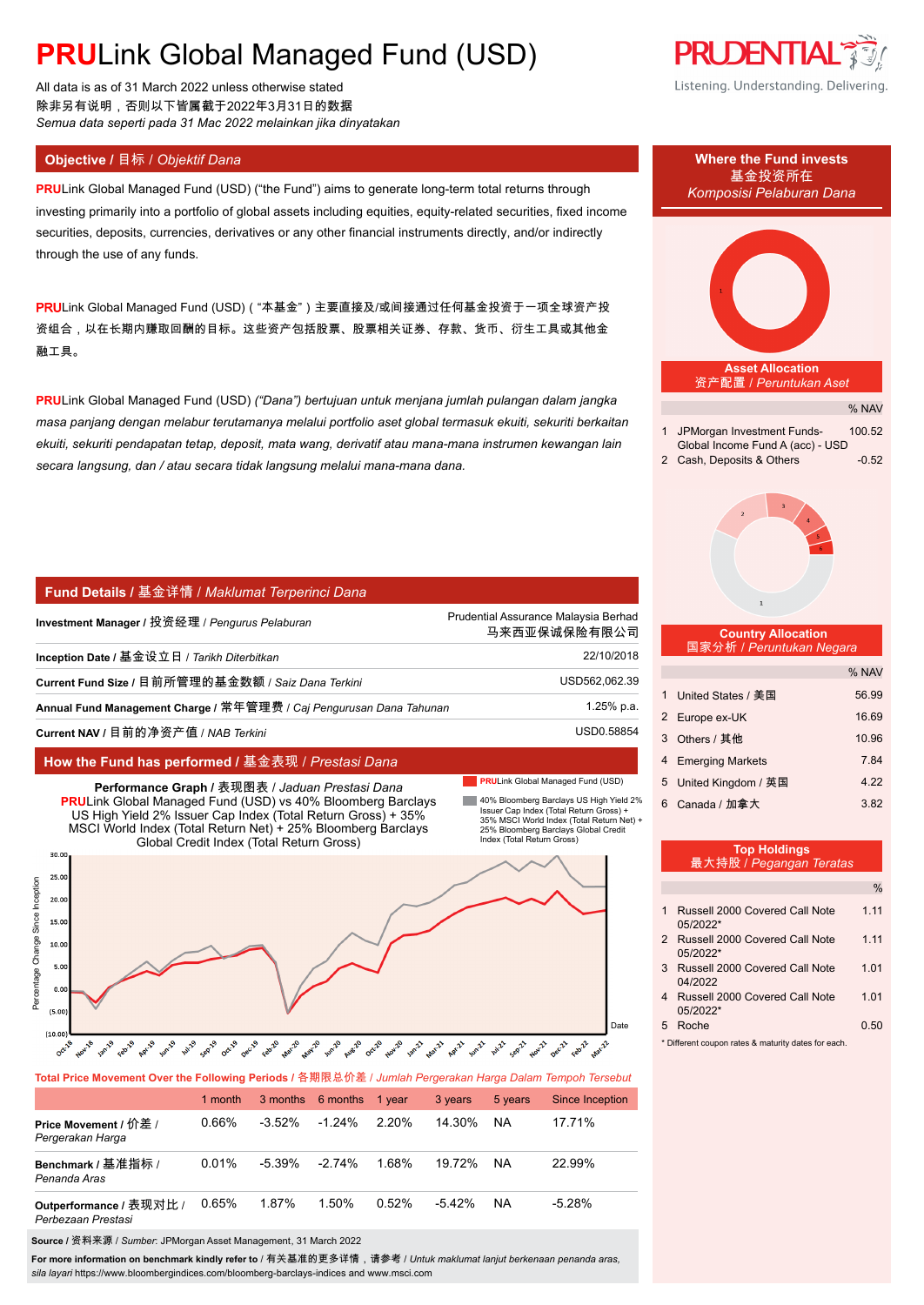# **PRU**Link Global Managed Fund (USD)

All data is as of 31 March 2022 unless otherwise stated
除非另有说明，否则以下皆属截于2022年3月31日的数据
*Semua data seperti pada 31 Mac 2022 melainkan jika dinyatakan*

Listening. Understanding. Delivering.

## Objective / 目标 / *Objektif Dana*

**PRU**Link Global Managed Fund (USD) ("the Fund") aims to generate long-term total returns through investing primarily into a portfolio of global assets including equities, equity-related securities, fixed income securities, deposits, currencies, derivatives or any other financial instruments directly, and/or indirectly through the use of any funds.

**PRU**Link Global Managed Fund (USD)（"本基金"）主要直接及/或间接通过任何基金投资于一项全球资产投资组合，以在长期内赚取回酬的目标。这些资产包括股票、股票相关证券、存款、货币、衍生工具或其他金融工具。

**PRU**Link Global Managed Fund (USD) *("Dana") bertujuan untuk menjana jumlah pulangan dalam jangka masa panjang dengan melabur terutamanya melalui portfolio aset global termasuk ekuiti, sekuriti berkaitan ekuiti, sekuriti pendapatan tetap, deposit, mata wang, derivatif atau mana-mana instrumen kewangan lain secara langsung, dan / atau secara tidak langsung melalui mana-mana dana.*

## Fund Details / 基金详情 / *Maklumat Terperinci Dana*

| | |
|---|---|
| **Investment Manager** / 投资经理 / *Pengurus Pelaburan* | Prudential Assurance Malaysia Berhad 马来西亚保诚保险有限公司 |
| **Inception Date** / 基金设立日 / *Tarikh Diterbitkan* | 22/10/2018 |
| **Current Fund Size** / 目前所管理的基金数额 / *Saiz Dana Terkini* | USD562,062.39 |
| **Annual Fund Management Charge** / 常年管理费 / *Caj Pengurusan Dana Tahunan* | 1.25% p.a. |
| **Current NAV** / 目前的净资产值 / *NAB Terkini* | USD0.58854 |

## How the Fund has performed / 基金表现 / *Prestasi Dana*

**Performance Graph** / 表现图表 / *Jaduan Prestasi Dana*
**PRU**Link Global Managed Fund (USD) vs 40% Bloomberg Barclays US High Yield 2% Issuer Cap Index (Total Return Gross) + 35% MSCI World Index (Total Return Net) + 25% Bloomberg Barclays Global Credit Index (Total Return Gross)

**Total Price Movement Over the Following Periods** / 各期限总价差 / *Jumlah Pergerakan Harga Dalam Tempoh Tersebut*

| | 1 month | 3 months | 6 months | 1 year | 3 years | 5 years | Since Inception |
|---|---|---|---|---|---|---|---|
| **Price Movement** / 价差 / *Pergerakan Harga* | 0.66% | -3.52% | -1.24% | 2.20% | 14.30% | NA | 17.71% |
| **Benchmark** / 基准指标 / *Penanda Aras* | 0.01% | -5.39% | -2.74% | 1.68% | 19.72% | NA | 22.99% |
| **Outperformance** / 表现对比 / *Perbezaan Prestasi* | 0.65% | 1.87% | 1.50% | 0.52% | -5.42% | NA | -5.28% |

**Source** / 资料来源 / *Sumber*: JPMorgan Asset Management, 31 March 2022

**For more information on benchmark kindly refer to** / 有关基准的更多详情，请参考 / *Untuk maklumat lanjut berkenaan penanda aras, sila layari* https://www.bloombergindices.com/bloomberg-barclays-indices and www.msci.com

## Where the Fund invests / 基金投资所在 / *Komposisi Pelaburan Dana*

### Asset Allocation / 资产配置 / *Peruntukan Aset*

| | | % NAV |
|---|---|---|
| 1 | JPMorgan Investment Funds-Global Income Fund A (acc) - USD | 100.52 |
| 2 | Cash, Deposits & Others | -0.52 |

### Country Allocation / 国家分析 / *Peruntukan Negara*

| | | % NAV |
|---|---|---|
| 1 | United States / 美国 | 56.99 |
| 2 | Europe ex-UK | 16.69 |
| 3 | Others / 其他 | 10.96 |
| 4 | Emerging Markets | 7.84 |
| 5 | United Kingdom / 英国 | 4.22 |
| 6 | Canada / 加拿大 | 3.82 |

### Top Holdings / 最大持股 / *Pegangan Teratas*

| | | % |
|---|---|---|
| 1 | Russell 2000 Covered Call Note 05/2022* | 1.11 |
| 2 | Russell 2000 Covered Call Note 05/2022* | 1.11 |
| 3 | Russell 2000 Covered Call Note 04/2022 | 1.01 |
| 4 | Russell 2000 Covered Call Note 05/2022* | 1.01 |
| 5 | Roche | 0.50 |

* Different coupon rates & maturity dates for each.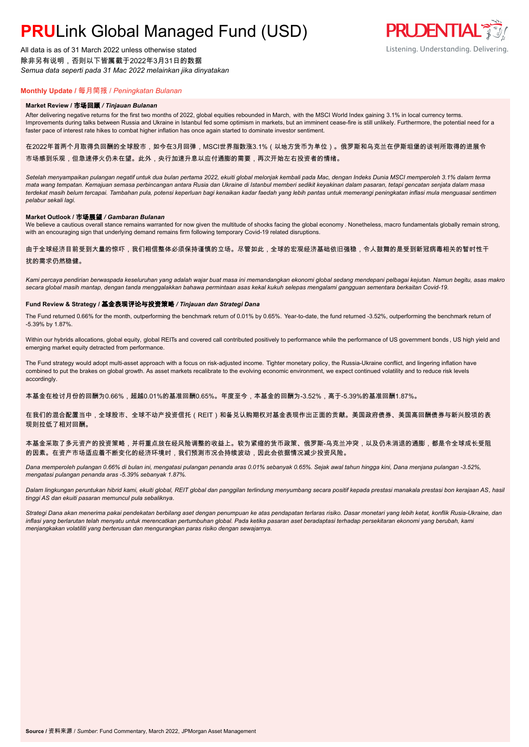# **PRU**Link Global Managed Fund (USD)

All data is as of 31 March 2022 unless otherwise stated
除非另有说明，否则以下皆属截于2022年3月31日的数据
*Semua data seperti pada 31 Mac 2022 melainkan jika dinyatakan*

## Monthly Update / 每月简报 / *Peningkatan Bulanan*

### Market Review / 市场回顾 / *Tinjauan Bulanan*

After delivering negative returns for the first two months of 2022, global equities rebounded in March, with the MSCI World Index gaining 3.1% in local currency terms. Improvements during talks between Russia and Ukraine in Istanbul fed some optimism in markets, but an imminent cease-fire is still unlikely. Furthermore, the potential need for a faster pace of interest rate hikes to combat higher inflation has once again started to dominate investor sentiment.

在2022年首两个月取得负回酬的全球股市，如今在3月回弹，MSCI世界指数涨3.1%（以地方货币为单位）。俄罗斯和乌克兰在伊斯坦堡的谈判所取得的进展令市场感到乐观，但急速停火仍未在望。此外，央行加速升息以应付通膨的需要，再次开始左右投资者的情绪。

*Setelah menyampaikan pulangan negatif untuk dua bulan pertama 2022, ekuiti global melonjak kembali pada Mac, dengan Indeks Dunia MSCI memperoleh 3.1% dalam terma mata wang tempatan. Kemajuan semasa perbincangan antara Rusia dan Ukraine di Istanbul memberi sedikit keyakinan dalam pasaran, tetapi gencatan senjata dalam masa terdekat masih belum tercapai. Tambahan pula, potensi keperluan bagi kenaikan kadar faedah yang lebih pantas untuk memerangi peningkatan inflasi mula menguasai sentimen pelabur sekali lagi.*

### Market Outlook / 市场展望 / *Gambaran Bulanan*

We believe a cautious overall stance remains warranted for now given the multitude of shocks facing the global economy . Nonetheless, macro fundamentals globally remain strong, with an encouraging sign that underlying demand remains firm following temporary Covid-19 related disruptions.

由于全球经济目前受到大量的惊吓，我们相信整体必须保持谨慎的立场。尽管如此，全球的宏观经济基础依旧强稳，令人鼓舞的是受到新冠病毒相关的暂时性干扰的需求仍然稳健。

*Kami percaya pendirian berwaspada keseluruhan yang adalah wajar buat masa ini memandangkan ekonomi global sedang mendepani pelbagai kejutan. Namun begitu, asas makro secara global masih mantap, dengan tanda menggalakkan bahawa permintaan asas kekal kukuh selepas mengalami gangguan sementara berkaitan Covid-19.*

### Fund Review & Strategy / 基金表现评论与投资策略 / *Tinjauan dan Strategi Dana*

The Fund returned 0.66% for the month, outperforming the benchmark return of 0.01% by 0.65%. Year-to-date, the fund returned -3.52%, outperforming the benchmark return of -5.39% by 1.87%.

Within our hybrids allocations, global equity, global REITs and covered call contributed positively to performance while the performance of US government bonds , US high yield and emerging market equity detracted from performance.

The Fund strategy would adopt multi-asset approach with a focus on risk-adjusted income. Tighter monetary policy, the Russia-Ukraine conflict, and lingering inflation have combined to put the brakes on global growth. As asset markets recalibrate to the evolving economic environment, we expect continued volatility and to reduce risk levels accordingly.

本基金在检讨月份的回酬为0.66%，超越0.01%的基准回酬0.65%。年度至今，本基金的回酬为-3.52%，高于-5.39%的基准回酬1.87%。

在我们的混合配置当中，全球股市、全球不动产投资信托（REIT）和备兑认购期权对基金表现作出正面的贡献。美国政府债券、美国高回酬债券与新兴股项的表现则拉低了相对回酬。

本基金采取了多元资产的投资策略，并将重点放在经风险调整的收益上。较为紧缩的货币政策、俄罗斯-乌克兰冲突，以及仍未消退的通膨，都是令全球成长受阻的因素。在资产市场适应着不断变化的经济环境时，我们预测市况会持续波动，因此会依据情况减少投资风险。

*Dana memperoleh pulangan 0.66% di bulan ini, mengatasi pulangan penanda aras 0.01% sebanyak 0.65%. Sejak awal tahun hingga kini, Dana menjana pulangan -3.52%, mengatasi pulangan penanda aras -5.39% sebanyak 1.87%.*

*Dalam lingkungan peruntukan hibrid kami, ekuiti global, REIT global dan panggilan terlindung menyumbang secara positif kepada prestasi manakala prestasi bon kerajaan AS, hasil tinggi AS dan ekuiti pasaran memuncul pula sebaliknya.*

*Strategi Dana akan menerima pakai pendekatan berbilang aset dengan penumpuan ke atas pendapatan terlaras risiko. Dasar monetari yang lebih ketat, konflik Rusia-Ukraine, dan inflasi yang berlarutan telah menyatu untuk merencatkan pertumbuhan global. Pada ketika pasaran aset beradaptasi terhadap persekitaran ekonomi yang berubah, kami menjangkakan volatiliti yang berterusan dan mengurangkan paras risiko dengan sewajarnya.*

**Source** / 资料来源 / *Sumber*: Fund Commentary, March 2022, JPMorgan Asset Management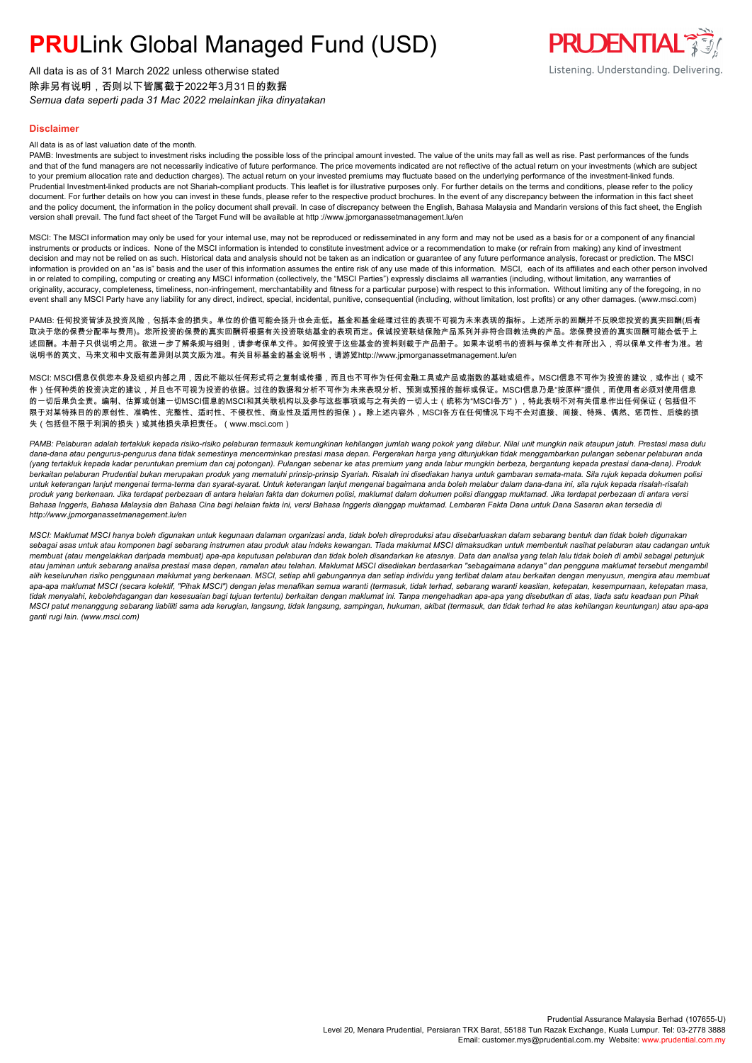# PRULink Global Managed Fund (USD)

All data is as of 31 March 2022 unless otherwise stated
除非另有说明，否则以下皆属截于2022年3月31日的数据
*Semua data seperti pada 31 Mac 2022 melainkan jika dinyatakan*

### Disclaimer

All data is as of last valuation date of the month.

PAMB: Investments are subject to investment risks including the possible loss of the principal amount invested. The value of the units may fall as well as rise. Past performances of the funds and that of the fund managers are not necessarily indicative of future performance. The price movements indicated are not reflective of the actual return on your investments (which are subject to your premium allocation rate and deduction charges). The actual return on your invested premiums may fluctuate based on the underlying performance of the investment-linked funds. Prudential Investment-linked products are not Shariah-compliant products. This leaflet is for illustrative purposes only. For further details on the terms and conditions, please refer to the policy document. For further details on how you can invest in these funds, please refer to the respective product brochures. In the event of any discrepancy between the information in this fact sheet and the policy document, the information in the policy document shall prevail. In case of discrepancy between the English, Bahasa Malaysia and Mandarin versions of this fact sheet, the English version shall prevail. The fund fact sheet of the Target Fund will be available at http ://www.jpmorganassetmanagement.lu/en

MSCI: The MSCI information may only be used for your internal use, may not be reproduced or redisseminated in any form and may not be used as a basis for or a component of any financial instruments or products or indices. None of the MSCI information is intended to constitute investment advice or a recommendation to make (or refrain from making) any kind of investment decision and may not be relied on as such. Historical data and analysis should not be taken as an indication or guarantee of any future performance analysis, forecast or prediction. The MSCI information is provided on an "as is" basis and the user of this information assumes the entire risk of any use made of this information. MSCI, each of its affiliates and each other person involved in or related to compiling, computing or creating any MSCI information (collectively, the "MSCI Parties") expressly disclaims all warranties (including, without limitation, any warranties of originality, accuracy, completeness, timeliness, non-infringement, merchantability and fitness for a particular purpose) with respect to this information. Without limiting any of the foregoing, in no event shall any MSCI Party have any liability for any direct, indirect, special, incidental, punitive, consequential (including, without limitation, lost profits) or any other damages. (www.msci.com)

PAMB: 任何投资皆涉及投资风险，包括本金的损失。单位的价值可能会扬升也会走低。基金和基金经理过往的表现不可视为未来表现的指标。上述所示的回酬并不反映您投资的真实回酬(后者取决于您的保费分配率与费用)。您所投资的保费的真实回酬将根据有关投资联结基金的表现而定。保诚投资联结保险产品系列并非符合回教法典的产品。您保费投资的真实回酬可能会低于上述回酬。本册子只供说明之用。欲进一步了解条规与细则，请参考保单文件。如何投资于这些基金的资料则载于产品册子。如果本说明书的资料与保单文件有所出入，将以保单文件者为准。若说明书的英文、马来文和中文版有差异则以英文版为准。有关目标基金的基金说明书，请游览http://www.jpmorganassetmanagement.lu/en

MSCI: MSCI信息仅供您本身及组织内部之用，因此不能以任何形式将之复制或传播，而且也不可作为任何金融工具或产品或指数的基础或组件。MSCI信息不可作为投资的建议，或作出（或不作）任何种类的投资决定的建议，并且也不可视为投资的依据。过往的数据和分析不可作为未来表现分析、预测或预报的指标或保证。MSCI信息乃是"按原样"提供，而使用者必须对使用信息的一切后果负全责。编制、估算或创建一切MSCI信息的MSCI和其关联机构以及参与这些事项或与之有关的一切人士（统称为"MSCI各方"），特此表明不对有关信息作出任何保证（包括但不限于对某特殊目的的原创性、准确性、完整性、适时性、不侵权性、商业性及适用性的担保）。除上述内容外，MSCI各方在任何情况下均不会对直接、间接、特殊、偶然、惩罚性、后续的损失（包括但不限于利润的损失）或其他损失承担责任。（www.msci.com）

*PAMB: Pelaburan adalah tertakluk kepada risiko-risiko pelaburan termasuk kemungkinan kehilangan jumlah wang pokok yang dilabur. Nilai unit mungkin naik ataupun jatuh. Prestasi masa dulu dana-dana atau pengurus-pengurus dana tidak semestinya mencerminkan prestasi masa depan. Pergerakan harga yang ditunjukkan tidak menggambarkan pulangan sebenar pelaburan anda (yang tertakluk kepada kadar peruntukan premium dan caj potongan). Pulangan sebenar ke atas premium yang anda labur mungkin berbeza, bergantung kepada prestasi dana-dana). Produk berkaitan pelaburan Prudential bukan merupakan produk yang mematuhi prinsip-prinsip Syariah. Risalah ini disediakan hanya untuk gambaran semata-mata. Sila rujuk kepada dokumen polisi untuk keterangan lanjut mengenai terma-terma dan syarat-syarat. Untuk keterangan lanjut mengenai bagaimana anda boleh melabur dalam dana-dana ini, sila rujuk kepada risalah-risalah produk yang berkenaan. Jika terdapat perbezaan di antara helaian fakta dan dokumen polisi, maklumat dalam dokumen polisi dianggap muktamad. Jika terdapat perbezaan di antara versi Bahasa Inggeris, Bahasa Malaysia dan Bahasa Cina bagi helaian fakta ini, versi Bahasa Inggeris dianggap muktamad. Lembaran Fakta Dana untuk Dana Sasaran akan tersedia di http://www.jpmorganassetmanagement.lu/en*

*MSCI: Maklumat MSCI hanya boleh digunakan untuk kegunaan dalaman organizasi anda, tidak boleh direproduksi atau disebarluaskan dalam sebarang bentuk dan tidak boleh digunakan sebagai asas untuk atau komponen bagi sebarang instrumen atau produk atau indeks kewangan. Tiada maklumat MSCI dimaksudkan untuk membentuk nasihat pelaburan atau cadangan untuk membuat (atau mengelakkan daripada membuat) apa-apa keputusan pelaburan dan tidak boleh disandarkan ke atasnya. Data dan analisa yang telah lalu tidak boleh di ambil sebagai petunjuk atau jaminan untuk sebarang analisa prestasi masa depan, ramalan atau telahan. Maklumat MSCI disediakan berdasarkan "sebagaimana adanya" dan pengguna maklumat tersebut mengambil alih keseluruhan risiko penggunaan maklumat yang berkenaan. MSCI, setiap ahli gabungannya dan setiap individu yang terlibat dalam atau berkaitan dengan menyusun, mengira atau membuat apa-apa maklumat MSCI (secara kolektif, "Pihak MSCI") dengan jelas menafikan semua waranti (termasuk, tidak terhad, sebarang waranti keaslian, ketepatan, kesempurnaan, ketepatan masa, tidak menyalahi, kebolehdagangan dan kesesuaian bagi tujuan tertentu) berkaitan dengan maklumat ini. Tanpa mengehadkan apa-apa yang disebutkan di atas, tiada satu keadaan pun Pihak MSCI patut menanggung sebarang liabiliti sama ada kerugian, langsung, tidak langsung, sampingan, hukuman, akibat (termasuk, dan tidak terhad ke atas kehilangan keuntungan) atau apa-apa ganti rugi lain. (www.msci.com)*

Prudential Assurance Malaysia Berhad (107655-U)
Level 20, Menara Prudential, Persiaran TRX Barat, 55188 Tun Razak Exchange, Kuala Lumpur. Tel: 03-2778 3888
Email: customer.mys@prudential.com.my Website: www.prudential.com.my